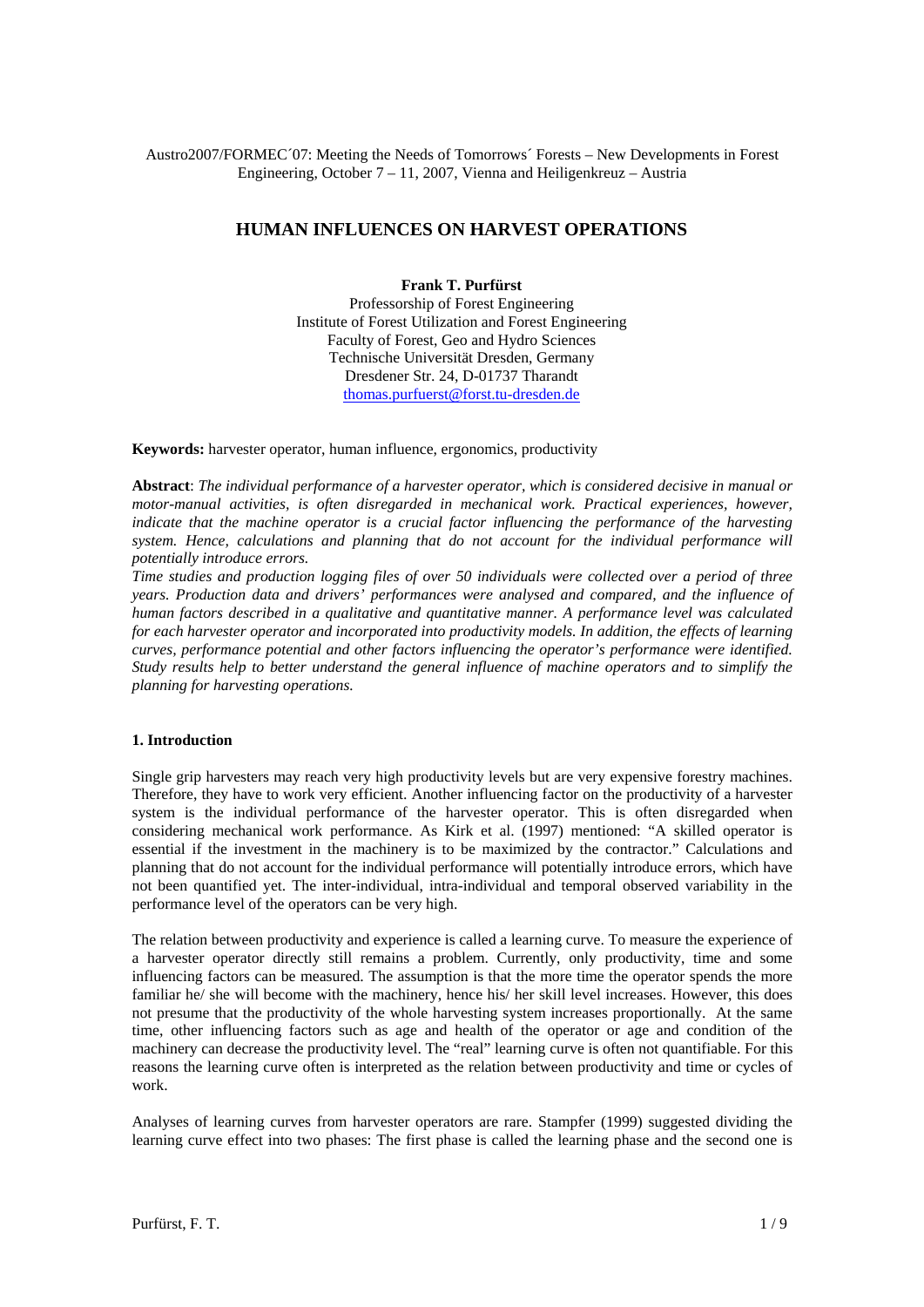Austro2007/FORMEC´07: Meeting the Needs of Tomorrows´ Forests – New Developments in Forest Engineering, October 7 – 11, 2007, Vienna and Heiligenkreuz – Austria

# HUMAN INFLUENCES ON HARVEST OPERATIONS

**Frank T. Purfürst**
Professorship of Forest Engineering
Institute of Forest Utilization and Forest Engineering
Faculty of Forest, Geo and Hydro Sciences
Technische Universität Dresden, Germany
Dresdener Str. 24, D-01737 Tharandt
thomas.purfuerst@forst.tu-dresden.de

**Keywords:** harvester operator, human influence, ergonomics, productivity

**Abstract**: *The individual performance of a harvester operator, which is considered decisive in manual or motor-manual activities, is often disregarded in mechanical work. Practical experiences, however, indicate that the machine operator is a crucial factor influencing the performance of the harvesting system. Hence, calculations and planning that do not account for the individual performance will potentially introduce errors.*

*Time studies and production logging files of over 50 individuals were collected over a period of three years. Production data and drivers' performances were analysed and compared, and the influence of human factors described in a qualitative and quantitative manner. A performance level was calculated for each harvester operator and incorporated into productivity models. In addition, the effects of learning curves, performance potential and other factors influencing the operator's performance were identified. Study results help to better understand the general influence of machine operators and to simplify the planning for harvesting operations.*

## 1. Introduction

Single grip harvesters may reach very high productivity levels but are very expensive forestry machines. Therefore, they have to work very efficient. Another influencing factor on the productivity of a harvester system is the individual performance of the harvester operator. This is often disregarded when considering mechanical work performance. As Kirk et al. (1997) mentioned: "A skilled operator is essential if the investment in the machinery is to be maximized by the contractor." Calculations and planning that do not account for the individual performance will potentially introduce errors, which have not been quantified yet. The inter-individual, intra-individual and temporal observed variability in the performance level of the operators can be very high.

The relation between productivity and experience is called a learning curve. To measure the experience of a harvester operator directly still remains a problem. Currently, only productivity, time and some influencing factors can be measured. The assumption is that the more time the operator spends the more familiar he/ she will become with the machinery, hence his/ her skill level increases. However, this does not presume that the productivity of the whole harvesting system increases proportionally. At the same time, other influencing factors such as age and health of the operator or age and condition of the machinery can decrease the productivity level. The "real" learning curve is often not quantifiable. For this reasons the learning curve often is interpreted as the relation between productivity and time or cycles of work.

Analyses of learning curves from harvester operators are rare. Stampfer (1999) suggested dividing the learning curve effect into two phases: The first phase is called the learning phase and the second one is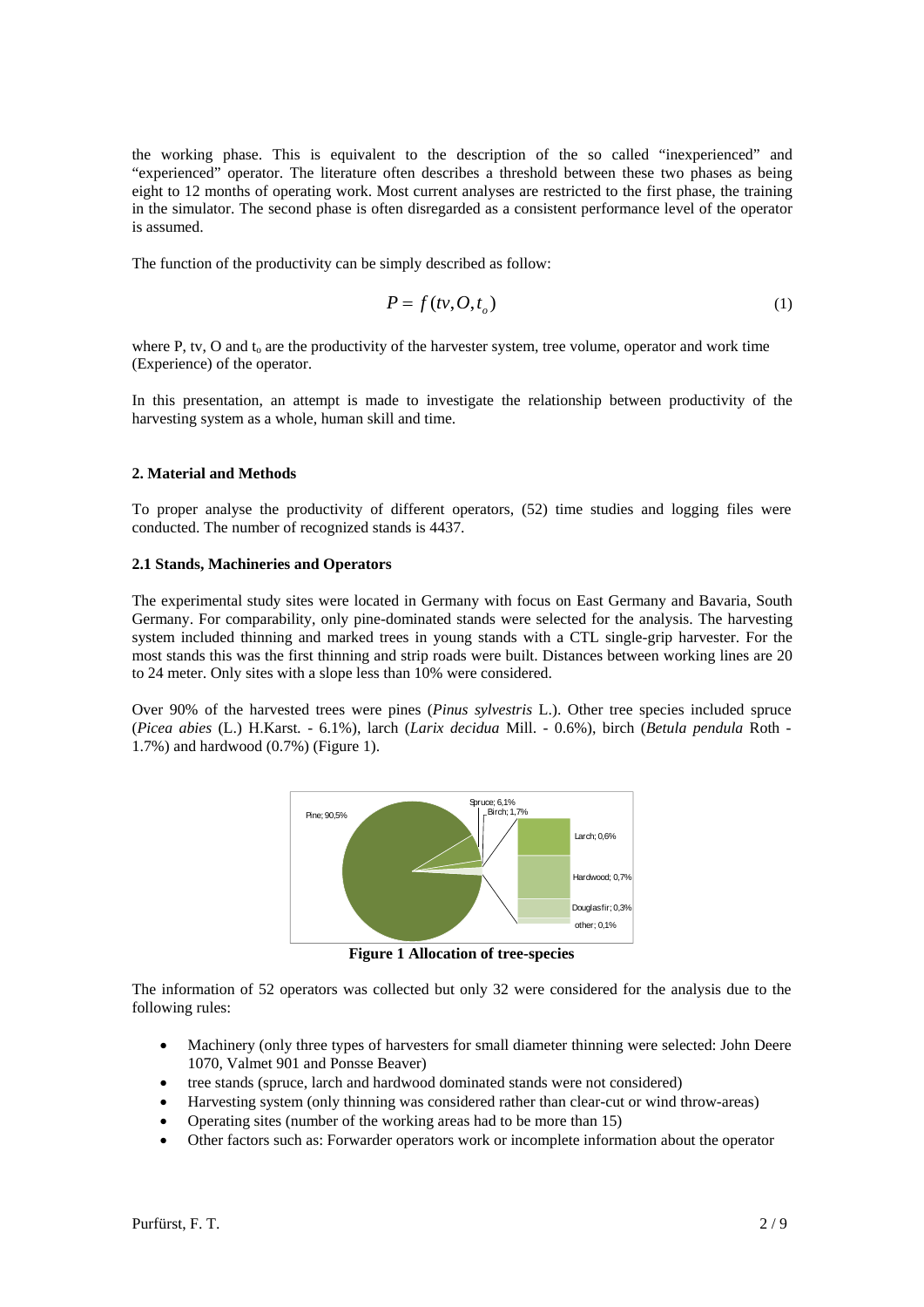the working phase. This is equivalent to the description of the so called "inexperienced" and "experienced" operator. The literature often describes a threshold between these two phases as being eight to 12 months of operating work. Most current analyses are restricted to the first phase, the training in the simulator. The second phase is often disregarded as a consistent performance level of the operator is assumed.

The function of the productivity can be simply described as follow:

$$P = f(tv, O, t_o) \tag{1}$$

where P, tv, O and $t_o$ are the productivity of the harvester system, tree volume, operator and work time (Experience) of the operator.

In this presentation, an attempt is made to investigate the relationship between productivity of the harvesting system as a whole, human skill and time.

## 2. Material and Methods

To proper analyse the productivity of different operators, (52) time studies and logging files were conducted. The number of recognized stands is 4437.

### 2.1 Stands, Machineries and Operators

The experimental study sites were located in Germany with focus on East Germany and Bavaria, South Germany. For comparability, only pine-dominated stands were selected for the analysis. The harvesting system included thinning and marked trees in young stands with a CTL single-grip harvester. For the most stands this was the first thinning and strip roads were built. Distances between working lines are 20 to 24 meter. Only sites with a slope less than 10% were considered.

Over 90% of the harvested trees were pines (*Pinus sylvestris* L.). Other tree species included spruce (*Picea abies* (L.) H.Karst. - 6.1%), larch (*Larix decidua* Mill. - 0.6%), birch (*Betula pendula* Roth - 1.7%) and hardwood (0.7%) (Figure 1).

Pine; 90,5% | Spruce; 6,1% | Birch; 1,7% | Larch; 0,6% | Hardwood; 0,7% | Douglasfir; 0,3% | other; 0,1%

**Figure 1 Allocation of tree-species**

The information of 52 operators was collected but only 32 were considered for the analysis due to the following rules:

- Machinery (only three types of harvesters for small diameter thinning were selected: John Deere 1070, Valmet 901 and Ponsse Beaver)
- tree stands (spruce, larch and hardwood dominated stands were not considered)
- Harvesting system (only thinning was considered rather than clear-cut or wind throw-areas)
- Operating sites (number of the working areas had to be more than 15)
- Other factors such as: Forwarder operators work or incomplete information about the operator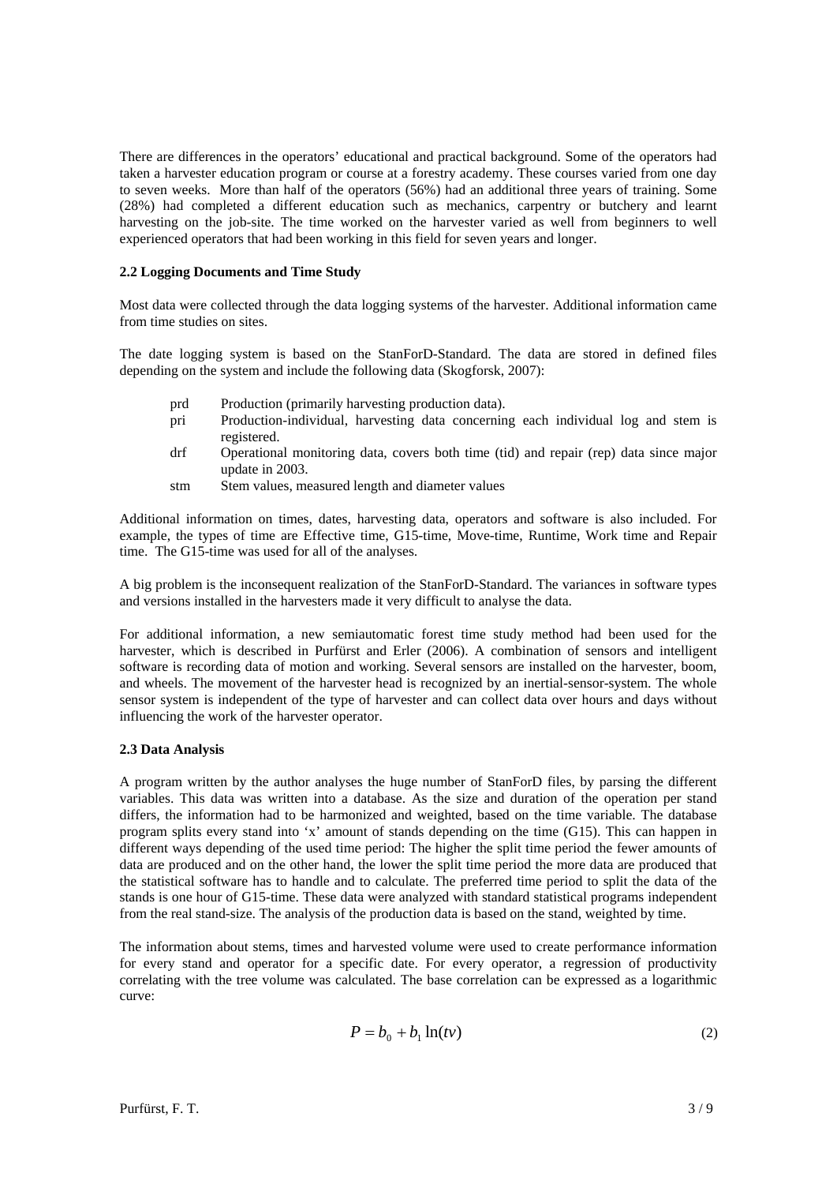There are differences in the operators' educational and practical background. Some of the operators had taken a harvester education program or course at a forestry academy. These courses varied from one day to seven weeks. More than half of the operators (56%) had an additional three years of training. Some (28%) had completed a different education such as mechanics, carpentry or butchery and learnt harvesting on the job-site. The time worked on the harvester varied as well from beginners to well experienced operators that had been working in this field for seven years and longer.

### 2.2 Logging Documents and Time Study

Most data were collected through the data logging systems of the harvester. Additional information came from time studies on sites.

The date logging system is based on the StanForD-Standard. The data are stored in defined files depending on the system and include the following data (Skogforsk, 2007):

- prd  Production (primarily harvesting production data).
- pri  Production-individual, harvesting data concerning each individual log and stem is registered.
- drf  Operational monitoring data, covers both time (tid) and repair (rep) data since major update in 2003.
- stm  Stem values, measured length and diameter values

Additional information on times, dates, harvesting data, operators and software is also included. For example, the types of time are Effective time, G15-time, Move-time, Runtime, Work time and Repair time. The G15-time was used for all of the analyses.

A big problem is the inconsequent realization of the StanForD-Standard. The variances in software types and versions installed in the harvesters made it very difficult to analyse the data.

For additional information, a new semiautomatic forest time study method had been used for the harvester, which is described in Purfürst and Erler (2006). A combination of sensors and intelligent software is recording data of motion and working. Several sensors are installed on the harvester, boom, and wheels. The movement of the harvester head is recognized by an inertial-sensor-system. The whole sensor system is independent of the type of harvester and can collect data over hours and days without influencing the work of the harvester operator.

### 2.3 Data Analysis

A program written by the author analyses the huge number of StanForD files, by parsing the different variables. This data was written into a database. As the size and duration of the operation per stand differs, the information had to be harmonized and weighted, based on the time variable. The database program splits every stand into 'x' amount of stands depending on the time (G15). This can happen in different ways depending of the used time period: The higher the split time period the fewer amounts of data are produced and on the other hand, the lower the split time period the more data are produced that the statistical software has to handle and to calculate. The preferred time period to split the data of the stands is one hour of G15-time. These data were analyzed with standard statistical programs independent from the real stand-size. The analysis of the production data is based on the stand, weighted by time.

The information about stems, times and harvested volume were used to create performance information for every stand and operator for a specific date. For every operator, a regression of productivity correlating with the tree volume was calculated. The base correlation can be expressed as a logarithmic curve:

$$P = b_0 + b_1 \ln(tv) \tag{2}$$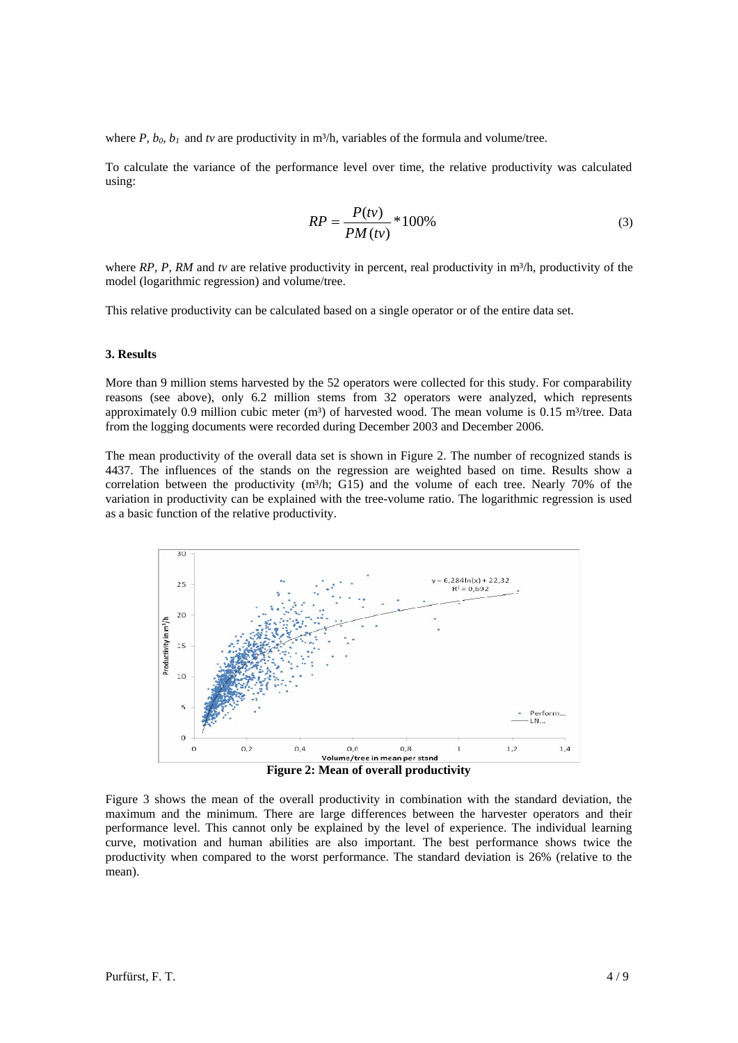where $P$, $b_0$, $b_1$ and $tv$ are productivity in m³/h, variables of the formula and volume/tree.

To calculate the variance of the performance level over time, the relative productivity was calculated using:

$$RP = \frac{P(tv)}{PM(tv)} * 100\% \tag{3}$$

where $RP$, $P$, $RM$ and $tv$ are relative productivity in percent, real productivity in m³/h, productivity of the model (logarithmic regression) and volume/tree.

This relative productivity can be calculated based on a single operator or of the entire data set.

### 3. Results

More than 9 million stems harvested by the 52 operators were collected for this study. For comparability reasons (see above), only 6.2 million stems from 32 operators were analyzed, which represents approximately 0.9 million cubic meter (m³) of harvested wood. The mean volume is 0.15 m³/tree. Data from the logging documents were recorded during December 2003 and December 2006.

The mean productivity of the overall data set is shown in Figure 2. The number of recognized stands is 4437. The influences of the stands on the regression are weighted based on time. Results show a correlation between the productivity (m³/h; G15) and the volume of each tree. Nearly 70% of the variation in productivity can be explained with the tree-volume ratio. The logarithmic regression is used as a basic function of the relative productivity.

**Figure 2: Mean of overall productivity**

Figure 3 shows the mean of the overall productivity in combination with the standard deviation, the maximum and the minimum. There are large differences between the harvester operators and their performance level. This cannot only be explained by the level of experience. The individual learning curve, motivation and human abilities are also important. The best performance shows twice the productivity when compared to the worst performance. The standard deviation is 26% (relative to the mean).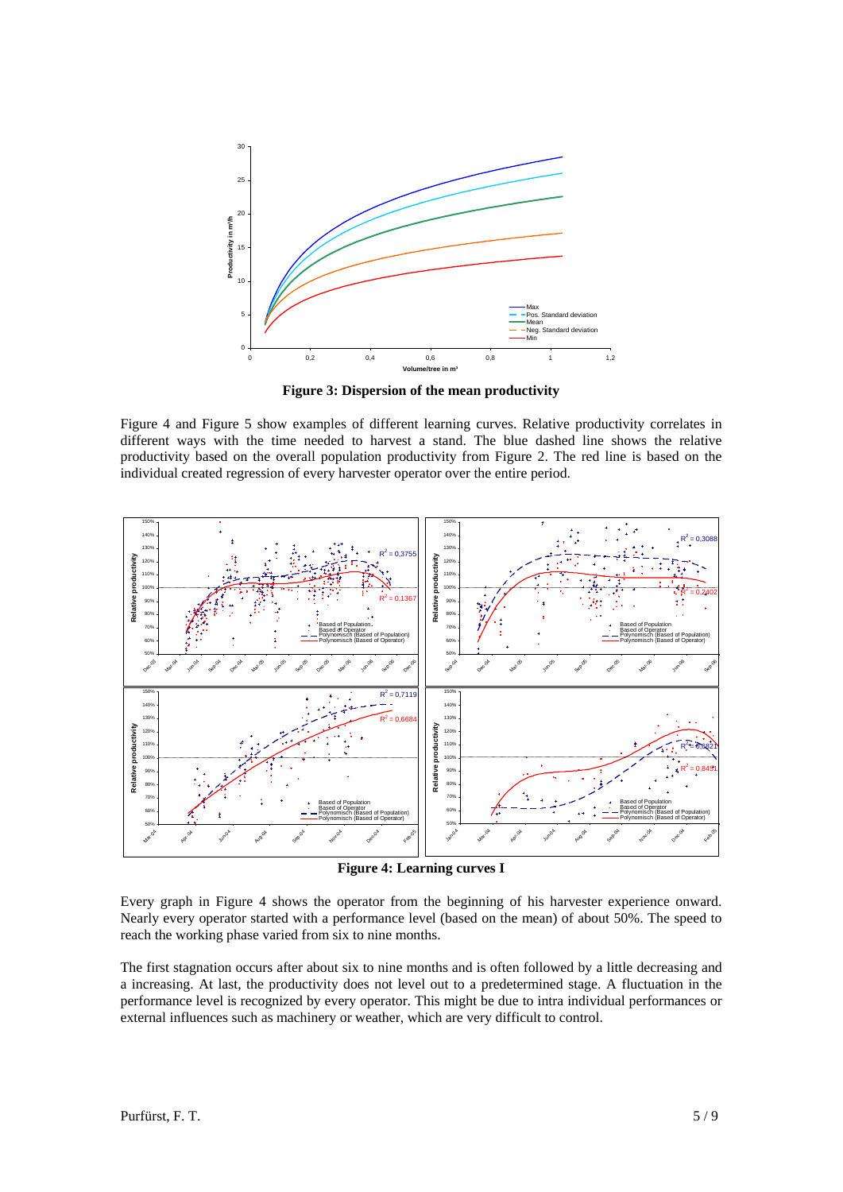**Figure 3: Dispersion of the mean productivity**

Figure 4 and Figure 5 show examples of different learning curves. Relative productivity correlates in different ways with the time needed to harvest a stand. The blue dashed line shows the relative productivity based on the overall population productivity from Figure 2. The red line is based on the individual created regression of every harvester operator over the entire period.

**Figure 4: Learning curves I**

Every graph in Figure 4 shows the operator from the beginning of his harvester experience onward. Nearly every operator started with a performance level (based on the mean) of about 50%. The speed to reach the working phase varied from six to nine months.

The first stagnation occurs after about six to nine months and is often followed by a little decreasing and a increasing. At last, the productivity does not level out to a predetermined stage. A fluctuation in the performance level is recognized by every operator. This might be due to intra individual performances or external influences such as machinery or weather, which are very difficult to control.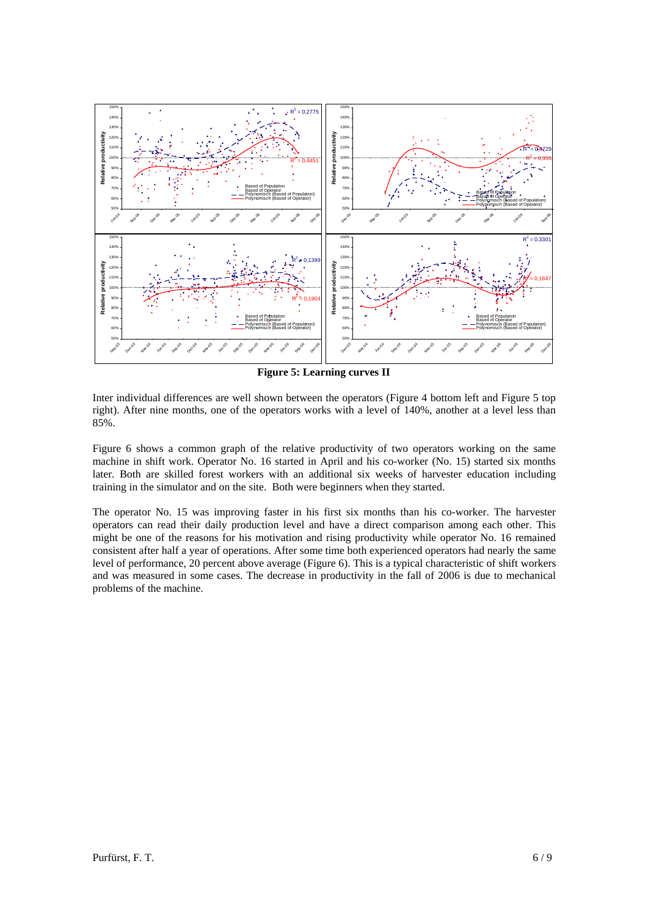**Figure 5: Learning curves II**

Inter individual differences are well shown between the operators (Figure 4 bottom left and Figure 5 top right). After nine months, one of the operators works with a level of 140%, another at a level less than 85%.

Figure 6 shows a common graph of the relative productivity of two operators working on the same machine in shift work. Operator No. 16 started in April and his co-worker (No. 15) started six months later. Both are skilled forest workers with an additional six weeks of harvester education including training in the simulator and on the site. Both were beginners when they started.

The operator No. 15 was improving faster in his first six months than his co-worker. The harvester operators can read their daily production level and have a direct comparison among each other. This might be one of the reasons for his motivation and rising productivity while operator No. 16 remained consistent after half a year of operations. After some time both experienced operators had nearly the same level of performance, 20 percent above average (Figure 6). This is a typical characteristic of shift workers and was measured in some cases. The decrease in productivity in the fall of 2006 is due to mechanical problems of the machine.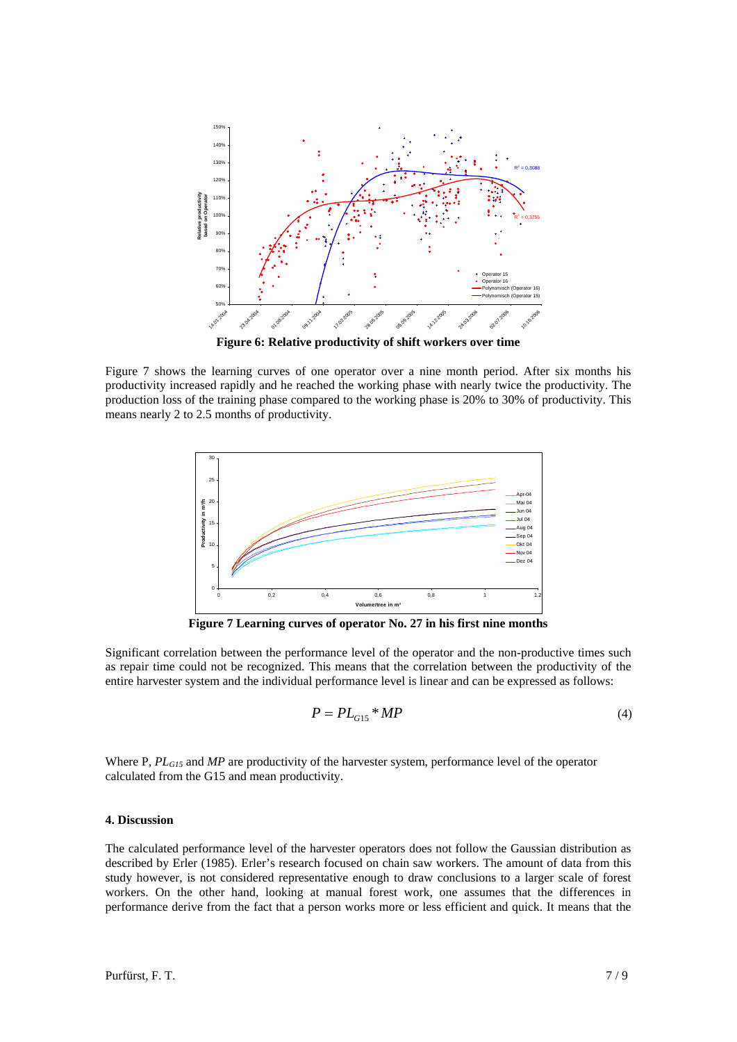**Figure 6: Relative productivity of shift workers over time**

Figure 7 shows the learning curves of one operator over a nine month period. After six months his productivity increased rapidly and he reached the working phase with nearly twice the productivity. The production loss of the training phase compared to the working phase is 20% to 30% of productivity. This means nearly 2 to 2.5 months of productivity.

**Figure 7 Learning curves of operator No. 27 in his first nine months**

Significant correlation between the performance level of the operator and the non-productive times such as repair time could not be recognized. This means that the correlation between the productivity of the entire harvester system and the individual performance level is linear and can be expressed as follows:

$$P = PL_{G15} * MP \qquad (4)$$

Where P, $PL_{G15}$ and $MP$ are productivity of the harvester system, performance level of the operator calculated from the G15 and mean productivity.

### 4. Discussion

The calculated performance level of the harvester operators does not follow the Gaussian distribution as described by Erler (1985). Erler's research focused on chain saw workers. The amount of data from this study however, is not considered representative enough to draw conclusions to a larger scale of forest workers. On the other hand, looking at manual forest work, one assumes that the differences in performance derive from the fact that a person works more or less efficient and quick. It means that the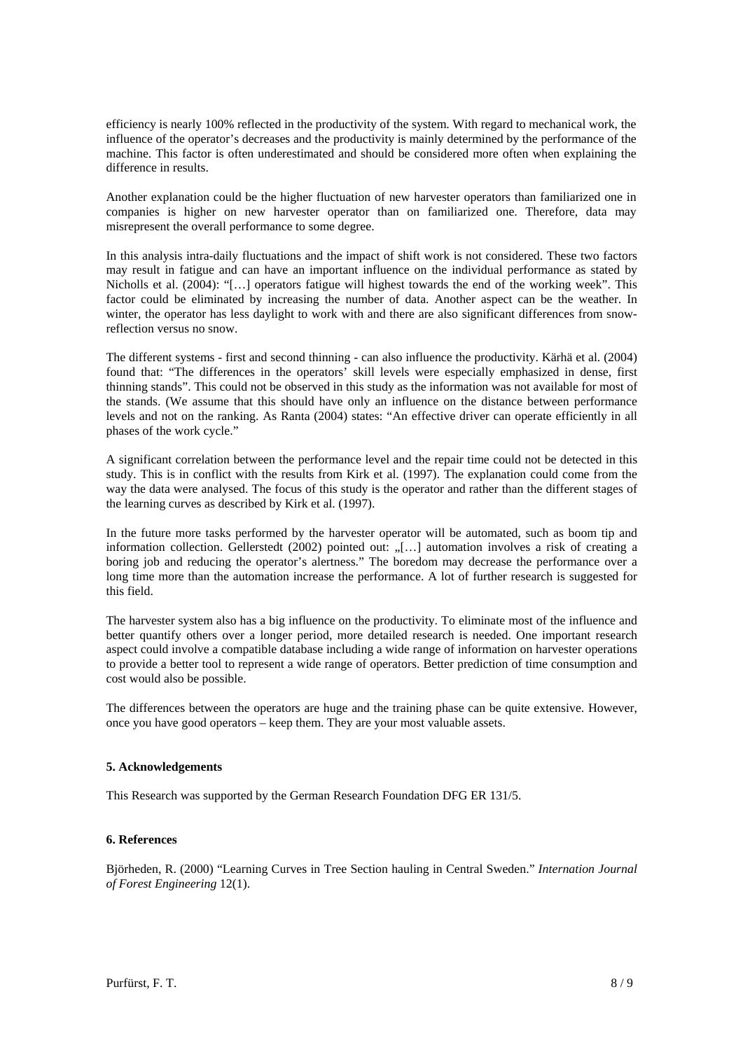efficiency is nearly 100% reflected in the productivity of the system. With regard to mechanical work, the influence of the operator's decreases and the productivity is mainly determined by the performance of the machine. This factor is often underestimated and should be considered more often when explaining the difference in results.

Another explanation could be the higher fluctuation of new harvester operators than familiarized one in companies is higher on new harvester operator than on familiarized one. Therefore, data may misrepresent the overall performance to some degree.

In this analysis intra-daily fluctuations and the impact of shift work is not considered. These two factors may result in fatigue and can have an important influence on the individual performance as stated by Nicholls et al. (2004): "[…] operators fatigue will highest towards the end of the working week". This factor could be eliminated by increasing the number of data. Another aspect can be the weather. In winter, the operator has less daylight to work with and there are also significant differences from snow-reflection versus no snow.

The different systems - first and second thinning - can also influence the productivity. Kärhä et al. (2004) found that: "The differences in the operators' skill levels were especially emphasized in dense, first thinning stands". This could not be observed in this study as the information was not available for most of the stands. (We assume that this should have only an influence on the distance between performance levels and not on the ranking. As Ranta (2004) states: "An effective driver can operate efficiently in all phases of the work cycle."

A significant correlation between the performance level and the repair time could not be detected in this study. This is in conflict with the results from Kirk et al. (1997). The explanation could come from the way the data were analysed. The focus of this study is the operator and rather than the different stages of the learning curves as described by Kirk et al. (1997).

In the future more tasks performed by the harvester operator will be automated, such as boom tip and information collection. Gellerstedt (2002) pointed out: „[…] automation involves a risk of creating a boring job and reducing the operator's alertness." The boredom may decrease the performance over a long time more than the automation increase the performance. A lot of further research is suggested for this field.

The harvester system also has a big influence on the productivity. To eliminate most of the influence and better quantify others over a longer period, more detailed research is needed. One important research aspect could involve a compatible database including a wide range of information on harvester operations to provide a better tool to represent a wide range of operators. Better prediction of time consumption and cost would also be possible.

The differences between the operators are huge and the training phase can be quite extensive. However, once you have good operators – keep them. They are your most valuable assets.

## 5. Acknowledgements

This Research was supported by the German Research Foundation DFG ER 131/5.

## 6. References

Björheden, R. (2000) "Learning Curves in Tree Section hauling in Central Sweden." *Internation Journal of Forest Engineering* 12(1).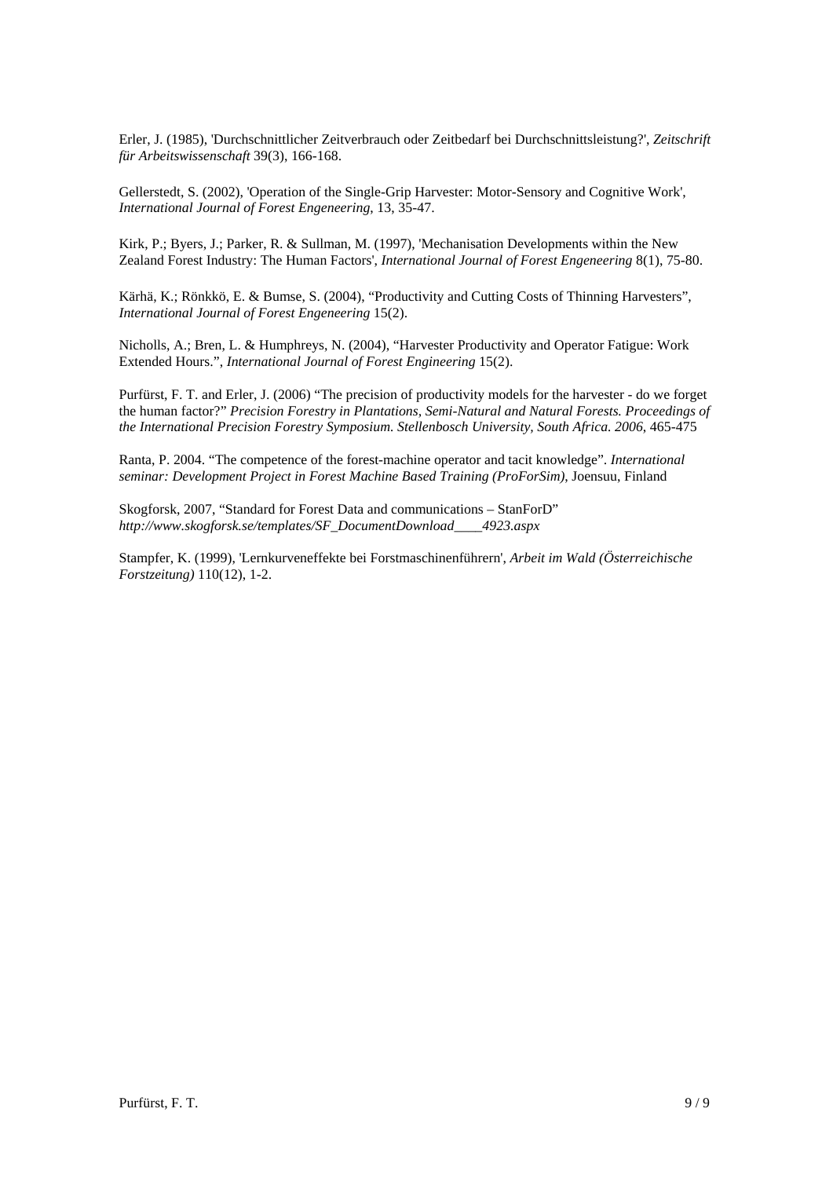Erler, J. (1985), 'Durchschnittlicher Zeitverbrauch oder Zeitbedarf bei Durchschnittsleistung?', *Zeitschrift für Arbeitswissenschaft* 39(3), 166-168.

Gellerstedt, S. (2002), 'Operation of the Single-Grip Harvester: Motor-Sensory and Cognitive Work', *International Journal of Forest Engeneering*, 13, 35-47.

Kirk, P.; Byers, J.; Parker, R. & Sullman, M. (1997), 'Mechanisation Developments within the New Zealand Forest Industry: The Human Factors', *International Journal of Forest Engeneering* 8(1), 75-80.

Kärhä, K.; Rönkkö, E. & Bumse, S. (2004), "Productivity and Cutting Costs of Thinning Harvesters", *International Journal of Forest Engeneering* 15(2).

Nicholls, A.; Bren, L. & Humphreys, N. (2004), "Harvester Productivity and Operator Fatigue: Work Extended Hours.", *International Journal of Forest Engineering* 15(2).

Purfürst, F. T. and Erler, J. (2006) "The precision of productivity models for the harvester - do we forget the human factor?" *Precision Forestry in Plantations, Semi-Natural and Natural Forests. Proceedings of the International Precision Forestry Symposium. Stellenbosch University, South Africa. 2006*, 465-475

Ranta, P. 2004. "The competence of the forest-machine operator and tacit knowledge". *International seminar: Development Project in Forest Machine Based Training (ProForSim)*, Joensuu, Finland

Skogforsk, 2007, "Standard for Forest Data and communications – StanForD" *http://www.skogforsk.se/templates/SF_DocumentDownload____4923.aspx*

Stampfer, K. (1999), 'Lernkurveneffekte bei Forstmaschinenführern', *Arbeit im Wald (Österreichische Forstzeitung)* 110(12), 1-2.